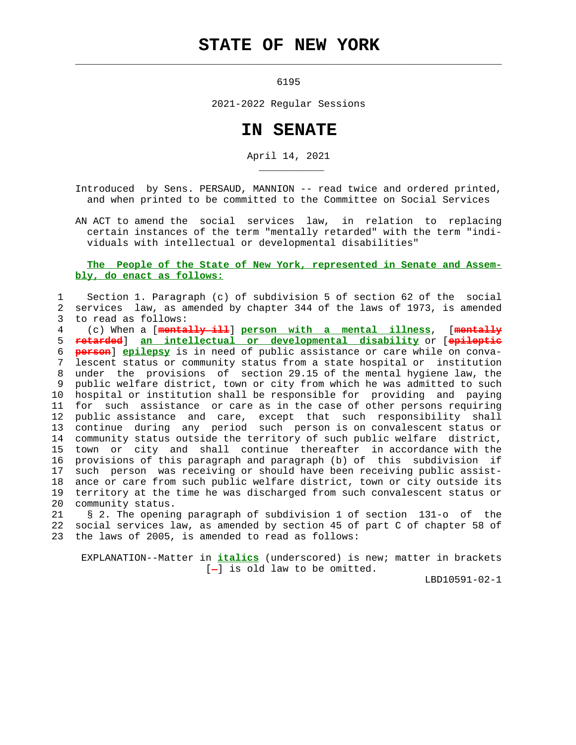# STATE OF NEW YORK

6195

2021-2022 Regular Sessions

# IN SENATE

April 14, 2021

Introduced by Sens. PERSAUD, MANNION -- read twice and ordered printed, and when printed to be committed to the Committee on Social Services

AN ACT to amend the social services law, in relation to replacing certain instances of the term "mentally retarded" with the term "individuals with intellectual or developmental disabilities"

**The People of the State of New York, represented in Senate and Assembly, do enact as follows:**

1 Section 1. Paragraph (c) of subdivision 5 of section 62 of the social
2 services law, as amended by chapter 344 of the laws of 1973, is amended
3 to read as follows:
4 (c) When a [~~mentally ill~~] ***person with a mental illness***, [~~mentally~~
5 ~~retarded~~] ***an intellectual or developmental disability*** or [~~epileptic~~
6 ~~person~~] ***epilepsy*** is in need of public assistance or care while on conva-
7 lescent status or community status from a state hospital or institution
8 under the provisions of section 29.15 of the mental hygiene law, the
9 public welfare district, town or city from which he was admitted to such
10 hospital or institution shall be responsible for providing and paying
11 for such assistance or care as in the case of other persons requiring
12 public assistance and care, except that such responsibility shall
13 continue during any period such person is on convalescent status or
14 community status outside the territory of such public welfare district,
15 town or city and shall continue thereafter in accordance with the
16 provisions of this paragraph and paragraph (b) of this subdivision if
17 such person was receiving or should have been receiving public assist-
18 ance or care from such public welfare district, town or city outside its
19 territory at the time he was discharged from such convalescent status or
20 community status.
21 § 2. The opening paragraph of subdivision 1 of section 131-o of the
22 social services law, as amended by section 45 of part C of chapter 58 of
23 the laws of 2005, is amended to read as follows:

EXPLANATION--Matter in ***italics*** (underscored) is new; matter in brackets [~~-~~] is old law to be omitted.

LBD10591-02-1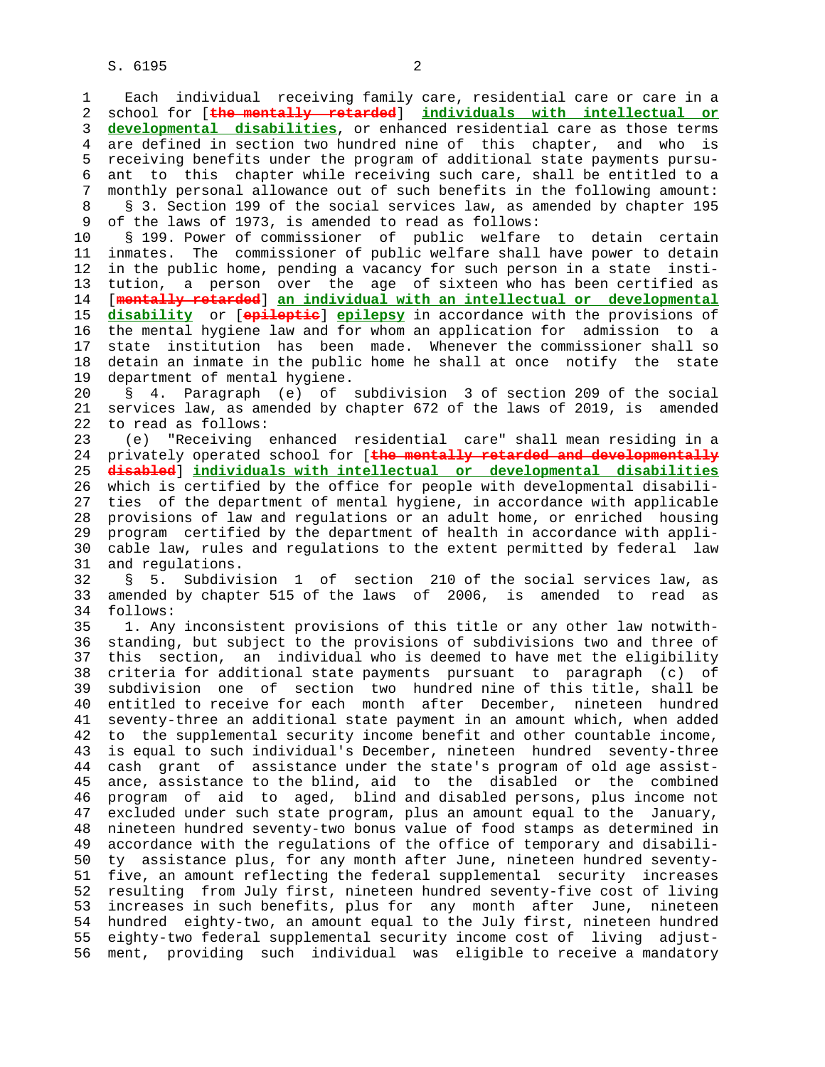Each individual receiving family care, residential care or care in a school for [~~the mentally retarded~~] **individuals with intellectual or developmental disabilities**, or enhanced residential care as those terms are defined in section two hundred nine of this chapter, and who is receiving benefits under the program of additional state payments pursuant to this chapter while receiving such care, shall be entitled to a monthly personal allowance out of such benefits in the following amount:

§ 3. Section 199 of the social services law, as amended by chapter 195 of the laws of 1973, is amended to read as follows:

§ 199. Power of commissioner of public welfare to detain certain inmates. The commissioner of public welfare shall have power to detain in the public home, pending a vacancy for such person in a state institution, a person over the age of sixteen who has been certified as [~~mentally retarded~~] **an individual with an intellectual or developmental disability** or [~~epileptic~~] **epilepsy** in accordance with the provisions of the mental hygiene law and for whom an application for admission to a state institution has been made. Whenever the commissioner shall so detain an inmate in the public home he shall at once notify the state department of mental hygiene.

§ 4. Paragraph (e) of subdivision 3 of section 209 of the social services law, as amended by chapter 672 of the laws of 2019, is amended to read as follows:

(e) "Receiving enhanced residential care" shall mean residing in a privately operated school for [~~the mentally retarded and developmentally disabled~~] **individuals with intellectual or developmental disabilities** which is certified by the office for people with developmental disabilities of the department of mental hygiene, in accordance with applicable provisions of law and regulations or an adult home, or enriched housing program certified by the department of health in accordance with applicable law, rules and regulations to the extent permitted by federal law and regulations.

§ 5. Subdivision 1 of section 210 of the social services law, as amended by chapter 515 of the laws of 2006, is amended to read as follows:

1. Any inconsistent provisions of this title or any other law notwithstanding, but subject to the provisions of subdivisions two and three of this section, an individual who is deemed to have met the eligibility criteria for additional state payments pursuant to paragraph (c) of subdivision one of section two hundred nine of this title, shall be entitled to receive for each month after December, nineteen hundred seventy-three an additional state payment in an amount which, when added to the supplemental security income benefit and other countable income, is equal to such individual's December, nineteen hundred seventy-three cash grant of assistance under the state's program of old age assistance, assistance to the blind, aid to the disabled or the combined program of aid to aged, blind and disabled persons, plus income not excluded under such state program, plus an amount equal to the January, nineteen hundred seventy-two bonus value of food stamps as determined in accordance with the regulations of the office of temporary and disability assistance plus, for any month after June, nineteen hundred seventy-five, an amount reflecting the federal supplemental security increases resulting from July first, nineteen hundred seventy-five cost of living increases in such benefits, plus for any month after June, nineteen hundred eighty-two, an amount equal to the July first, nineteen hundred eighty-two federal supplemental security income cost of living adjustment, providing such individual was eligible to receive a mandatory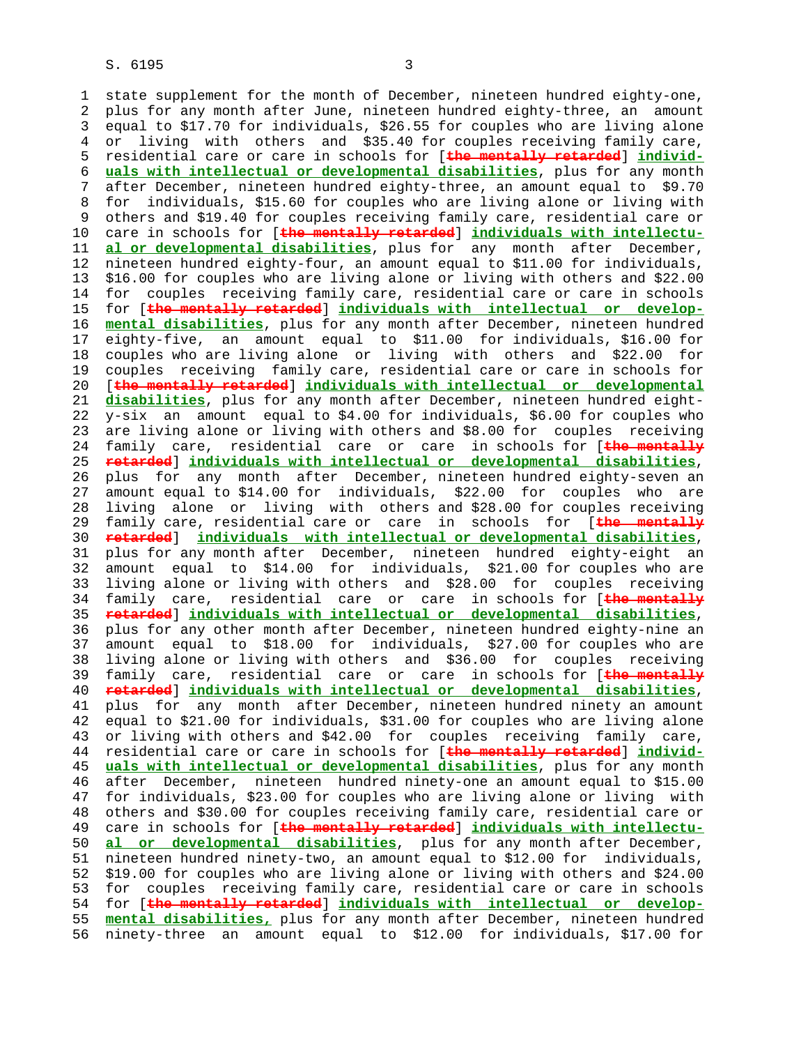state supplement for the month of December, nineteen hundred eighty-one, plus for any month after June, nineteen hundred eighty-three, an amount equal to $17.70 for individuals, $26.55 for couples who are living alone or living with others and $35.40 for couples receiving family care, residential care or care in schools for [~~the mentally retarded~~] **individuals with intellectual or developmental disabilities**, plus for any month after December, nineteen hundred eighty-three, an amount equal to $9.70 for individuals, $15.60 for couples who are living alone or living with others and $19.40 for couples receiving family care, residential care or care in schools for [~~the mentally retarded~~] **individuals with intellectual or developmental disabilities**, plus for any month after December, nineteen hundred eighty-four, an amount equal to $11.00 for individuals, $16.00 for couples who are living alone or living with others and $22.00 for couples receiving family care, residential care or care in schools for [~~the mentally retarded~~] **individuals with intellectual or developmental disabilities**, plus for any month after December, nineteen hundred eighty-five, an amount equal to $11.00 for individuals, $16.00 for couples who are living alone or living with others and $22.00 for couples receiving family care, residential care or care in schools for [~~the mentally retarded~~] **individuals with intellectual or developmental disabilities**, plus for any month after December, nineteen hundred eighty-six an amount equal to $4.00 for individuals, $6.00 for couples who are living alone or living with others and $8.00 for couples receiving family care, residential care or care in schools for [~~the mentally retarded~~] **individuals with intellectual or developmental disabilities**, plus for any month after December, nineteen hundred eighty-seven an amount equal to $14.00 for individuals, $22.00 for couples who are living alone or living with others and $28.00 for couples receiving family care, residential care or care in schools for [~~the mentally retarded~~] **individuals with intellectual or developmental disabilities**, plus for any month after December, nineteen hundred eighty-eight an amount equal to $14.00 for individuals, $21.00 for couples who are living alone or living with others and $28.00 for couples receiving family care, residential care or care in schools for [~~the mentally retarded~~] **individuals with intellectual or developmental disabilities**, plus for any other month after December, nineteen hundred eighty-nine an amount equal to $18.00 for individuals, $27.00 for couples who are living alone or living with others and $36.00 for couples receiving family care, residential care or care in schools for [~~the mentally retarded~~] **individuals with intellectual or developmental disabilities**, plus for any month after December, nineteen hundred ninety an amount equal to $21.00 for individuals, $31.00 for couples who are living alone or living with others and $42.00 for couples receiving family care, residential care or care in schools for [~~the mentally retarded~~] **individuals with intellectual or developmental disabilities**, plus for any month after December, nineteen hundred ninety-one an amount equal to $15.00 for individuals, $23.00 for couples who are living alone or living with others and $30.00 for couples receiving family care, residential care or care in schools for [~~the mentally retarded~~] **individuals with intellectual or developmental disabilities**, plus for any month after December, nineteen hundred ninety-two, an amount equal to $12.00 for individuals, $19.00 for couples who are living alone or living with others and $24.00 for couples receiving family care, residential care or care in schools for [~~the mentally retarded~~] **individuals with intellectual or developmental disabilities,** plus for any month after December, nineteen hundred ninety-three an amount equal to $12.00 for individuals, $17.00 for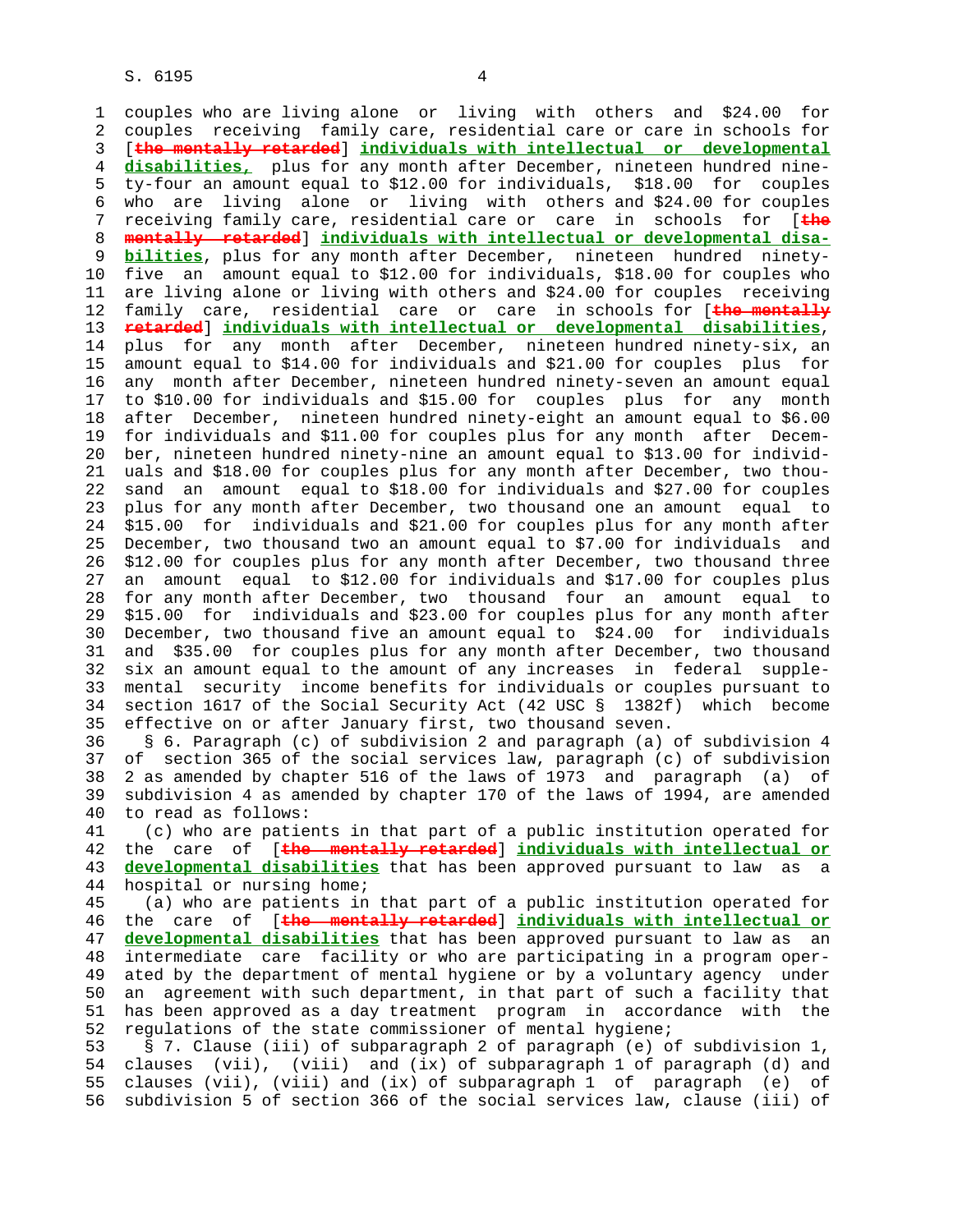couples who are living alone or living with others and $24.00 for couples receiving family care, residential care or care in schools for [~~the mentally retarded~~] **individuals with intellectual or developmental disabilities,** plus for any month after December, nineteen hundred ninety-four an amount equal to $12.00 for individuals, $18.00 for couples who are living alone or living with others and $24.00 for couples receiving family care, residential care or care in schools for [~~the mentally retarded~~] **individuals with intellectual or developmental disabilities**, plus for any month after December, nineteen hundred ninety-five an amount equal to $12.00 for individuals, $18.00 for couples who are living alone or living with others and $24.00 for couples receiving family care, residential care or care in schools for [~~the mentally retarded~~] **individuals with intellectual or developmental disabilities**, plus for any month after December, nineteen hundred ninety-six, an amount equal to $14.00 for individuals and $21.00 for couples plus for any month after December, nineteen hundred ninety-seven an amount equal to $10.00 for individuals and $15.00 for couples plus for any month after December, nineteen hundred ninety-eight an amount equal to $6.00 for individuals and $11.00 for couples plus for any month after December, nineteen hundred ninety-nine an amount equal to $13.00 for individuals and $18.00 for couples plus for any month after December, two thousand an amount equal to $18.00 for individuals and $27.00 for couples plus for any month after December, two thousand one an amount equal to $15.00 for individuals and $21.00 for couples plus for any month after December, two thousand two an amount equal to $7.00 for individuals and $12.00 for couples plus for any month after December, two thousand three an amount equal to $12.00 for individuals and $17.00 for couples plus for any month after December, two thousand four an amount equal to $15.00 for individuals and $23.00 for couples plus for any month after December, two thousand five an amount equal to $24.00 for individuals and $35.00 for couples plus for any month after December, two thousand six an amount equal to the amount of any increases in federal supplemental security income benefits for individuals or couples pursuant to section 1617 of the Social Security Act (42 USC § 1382f) which become effective on or after January first, two thousand seven.

§ 6. Paragraph (c) of subdivision 2 and paragraph (a) of subdivision 4 of section 365 of the social services law, paragraph (c) of subdivision 2 as amended by chapter 516 of the laws of 1973 and paragraph (a) of subdivision 4 as amended by chapter 170 of the laws of 1994, are amended to read as follows:

(c) who are patients in that part of a public institution operated for the care of [~~the mentally retarded~~] **individuals with intellectual or developmental disabilities** that has been approved pursuant to law as a hospital or nursing home;

(a) who are patients in that part of a public institution operated for the care of [~~the mentally retarded~~] **individuals with intellectual or developmental disabilities** that has been approved pursuant to law as an intermediate care facility or who are participating in a program operated by the department of mental hygiene or by a voluntary agency under an agreement with such department, in that part of such a facility that has been approved as a day treatment program in accordance with the regulations of the state commissioner of mental hygiene;

§ 7. Clause (iii) of subparagraph 2 of paragraph (e) of subdivision 1, clauses (vii), (viii) and (ix) of subparagraph 1 of paragraph (d) and clauses (vii), (viii) and (ix) of subparagraph 1 of paragraph (e) of subdivision 5 of section 366 of the social services law, clause (iii) of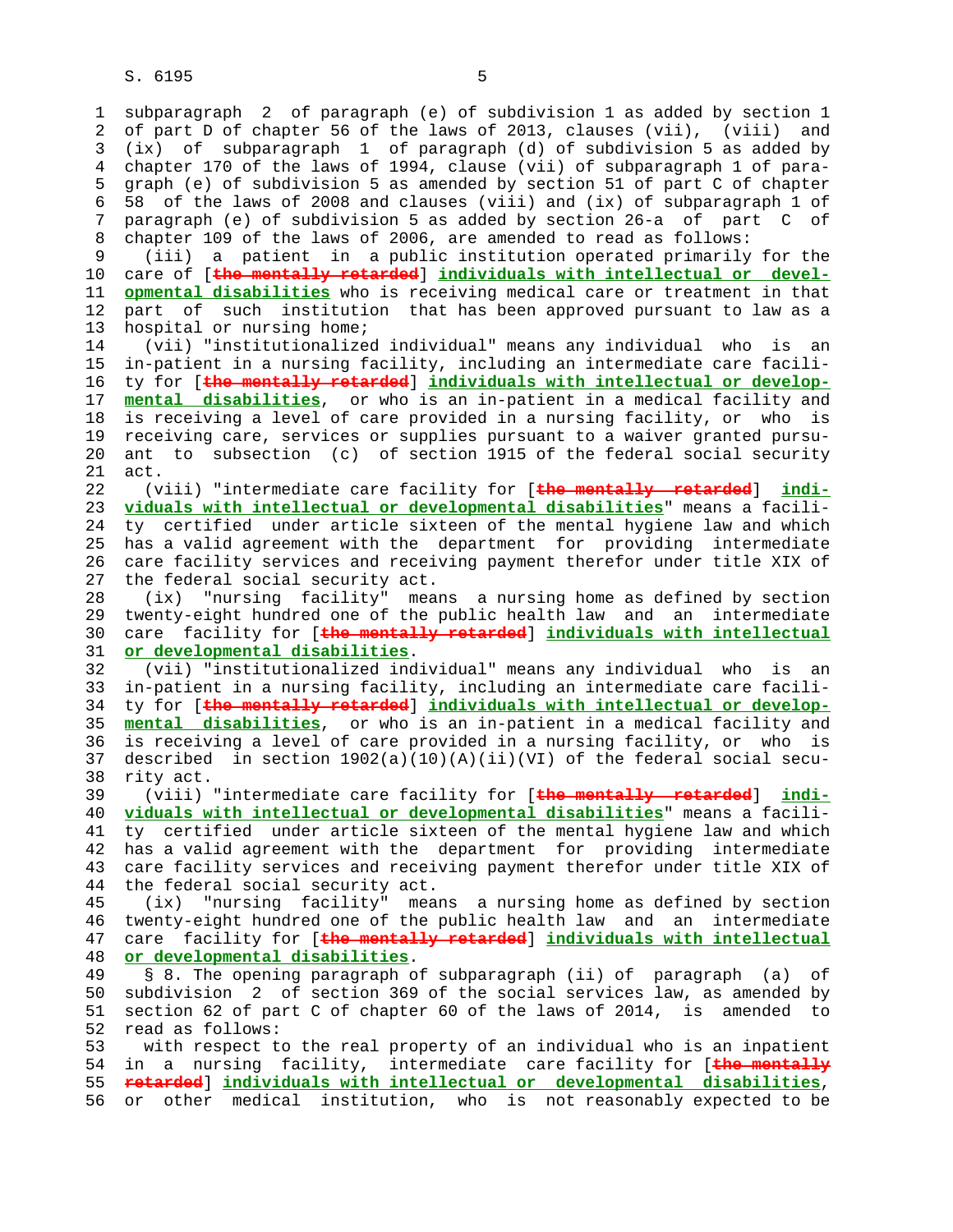subparagraph 2 of paragraph (e) of subdivision 1 as added by section 1 of part D of chapter 56 of the laws of 2013, clauses (vii), (viii) and (ix) of subparagraph 1 of paragraph (d) of subdivision 5 as added by chapter 170 of the laws of 1994, clause (vii) of subparagraph 1 of paragraph (e) of subdivision 5 as amended by section 51 of part C of chapter 58 of the laws of 2008 and clauses (viii) and (ix) of subparagraph 1 of paragraph (e) of subdivision 5 as added by section 26-a of part C of chapter 109 of the laws of 2006, are amended to read as follows:

(iii) a patient in a public institution operated primarily for the care of [~~the mentally retarded~~] **individuals with intellectual or developmental disabilities** who is receiving medical care or treatment in that part of such institution that has been approved pursuant to law as a hospital or nursing home;

(vii) "institutionalized individual" means any individual who is an in-patient in a nursing facility, including an intermediate care facility for [~~the mentally retarded~~] **individuals with intellectual or developmental disabilities**, or who is an in-patient in a medical facility and is receiving a level of care provided in a nursing facility, or who is receiving care, services or supplies pursuant to a waiver granted pursuant to subsection (c) of section 1915 of the federal social security act.

(viii) "intermediate care facility for [~~the mentally retarded~~] **individuals with intellectual or developmental disabilities**" means a facility certified under article sixteen of the mental hygiene law and which has a valid agreement with the department for providing intermediate care facility services and receiving payment therefor under title XIX of the federal social security act.

(ix) "nursing facility" means a nursing home as defined by section twenty-eight hundred one of the public health law and an intermediate care facility for [~~the mentally retarded~~] **individuals with intellectual or developmental disabilities**.

(vii) "institutionalized individual" means any individual who is an in-patient in a nursing facility, including an intermediate care facility for [~~the mentally retarded~~] **individuals with intellectual or developmental disabilities**, or who is an in-patient in a medical facility and is receiving a level of care provided in a nursing facility, or who is described in section 1902(a)(10)(A)(ii)(VI) of the federal social security act.

(viii) "intermediate care facility for [~~the mentally retarded~~] **individuals with intellectual or developmental disabilities**" means a facility certified under article sixteen of the mental hygiene law and which has a valid agreement with the department for providing intermediate care facility services and receiving payment therefor under title XIX of the federal social security act.

(ix) "nursing facility" means a nursing home as defined by section twenty-eight hundred one of the public health law and an intermediate care facility for [~~the mentally retarded~~] **individuals with intellectual or developmental disabilities**.

§ 8. The opening paragraph of subparagraph (ii) of paragraph (a) of subdivision 2 of section 369 of the social services law, as amended by section 62 of part C of chapter 60 of the laws of 2014, is amended to read as follows:

with respect to the real property of an individual who is an inpatient in a nursing facility, intermediate care facility for [~~the mentally retarded~~] **individuals with intellectual or developmental disabilities**, or other medical institution, who is not reasonably expected to be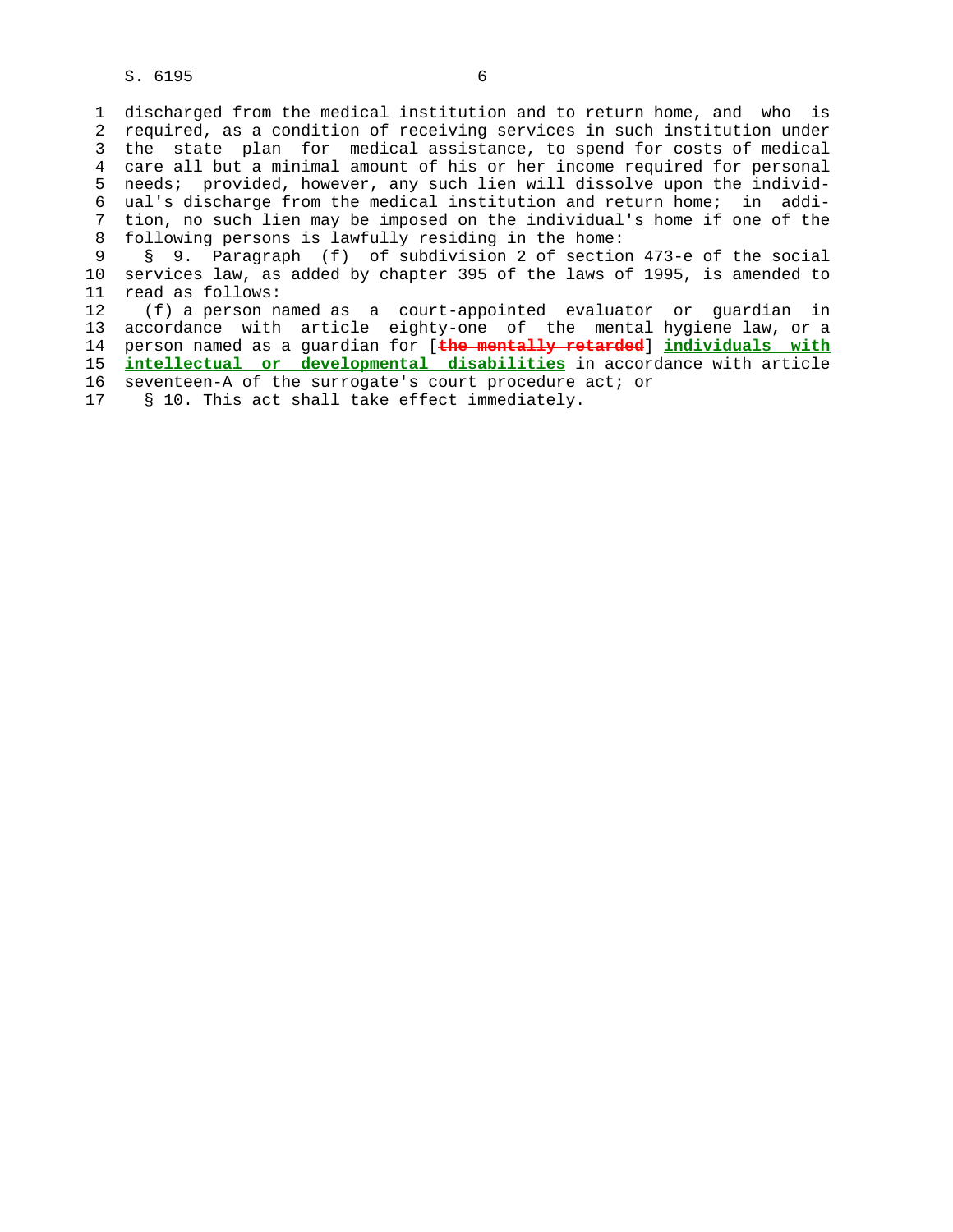discharged from the medical institution and to return home, and who is required, as a condition of receiving services in such institution under the state plan for medical assistance, to spend for costs of medical care all but a minimal amount of his or her income required for personal needs; provided, however, any such lien will dissolve upon the individual's discharge from the medical institution and return home; in addition, no such lien may be imposed on the individual's home if one of the following persons is lawfully residing in the home:

§ 9. Paragraph (f) of subdivision 2 of section 473-e of the social services law, as added by chapter 395 of the laws of 1995, is amended to read as follows:

(f) a person named as a court-appointed evaluator or guardian in accordance with article eighty-one of the mental hygiene law, or a person named as a guardian for [~~the mentally retarded~~] **individuals with intellectual or developmental disabilities** in accordance with article seventeen-A of the surrogate's court procedure act; or

§ 10. This act shall take effect immediately.